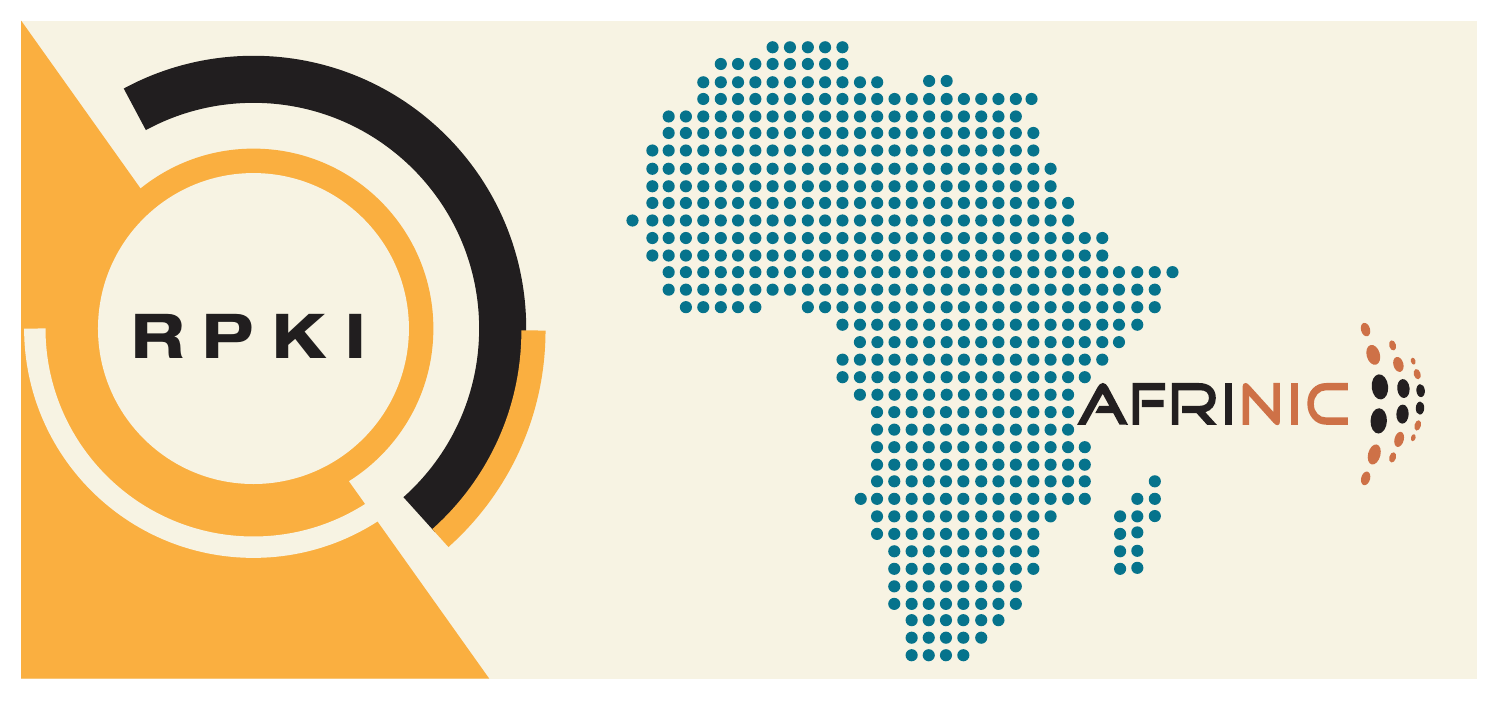RPKI

AFRINIC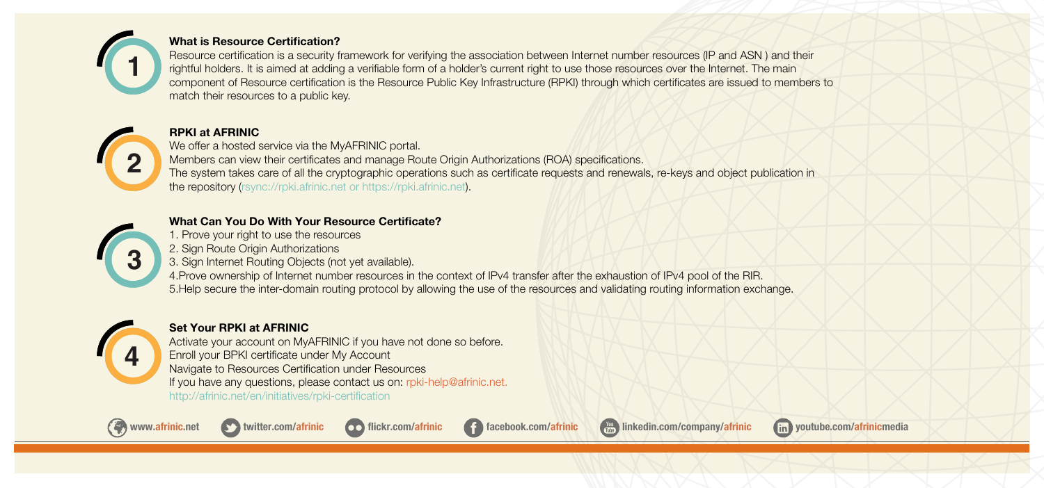## 1 What is Resource Certification?

Resource certification is a security framework for verifying the association between Internet number resources (IP and ASN ) and their rightful holders. It is aimed at adding a verifiable form of a holder's current right to use those resources over the Internet. The main component of Resource certification is the Resource Public Key Infrastructure (RPKI) through which certificates are issued to members to match their resources to a public key.

## 2 RPKI at AFRINIC

We offer a hosted service via the MyAFRINIC portal.
Members can view their certificates and manage Route Origin Authorizations (ROA) specifications.
The system takes care of all the cryptographic operations such as certificate requests and renewals, re-keys and object publication in the repository (rsync://rpki.afrinic.net or https://rpki.afrinic.net).

## 3 What Can You Do With Your Resource Certificate?

1. Prove your right to use the resources
2. Sign Route Origin Authorizations
3. Sign Internet Routing Objects (not yet available).
4. Prove ownership of Internet number resources in the context of IPv4 transfer after the exhaustion of IPv4 pool of the RIR.
5. Help secure the inter-domain routing protocol by allowing the use of the resources and validating routing information exchange.

## 4 Set Your RPKI at AFRINIC

Activate your account on MyAFRINIC if you have not done so before.
Enroll your BPKI certificate under My Account
Navigate to Resources Certification under Resources
If you have any questions, please contact us on: rpki-help@afrinic.net.
http://afrinic.net/en/initiatives/rpki-certification

www.afrinic.net twitter.com/afrinic flickr.com/afrinic facebook.com/afrinic linkedin.com/company/afrinic youtube.com/afrinicmedia